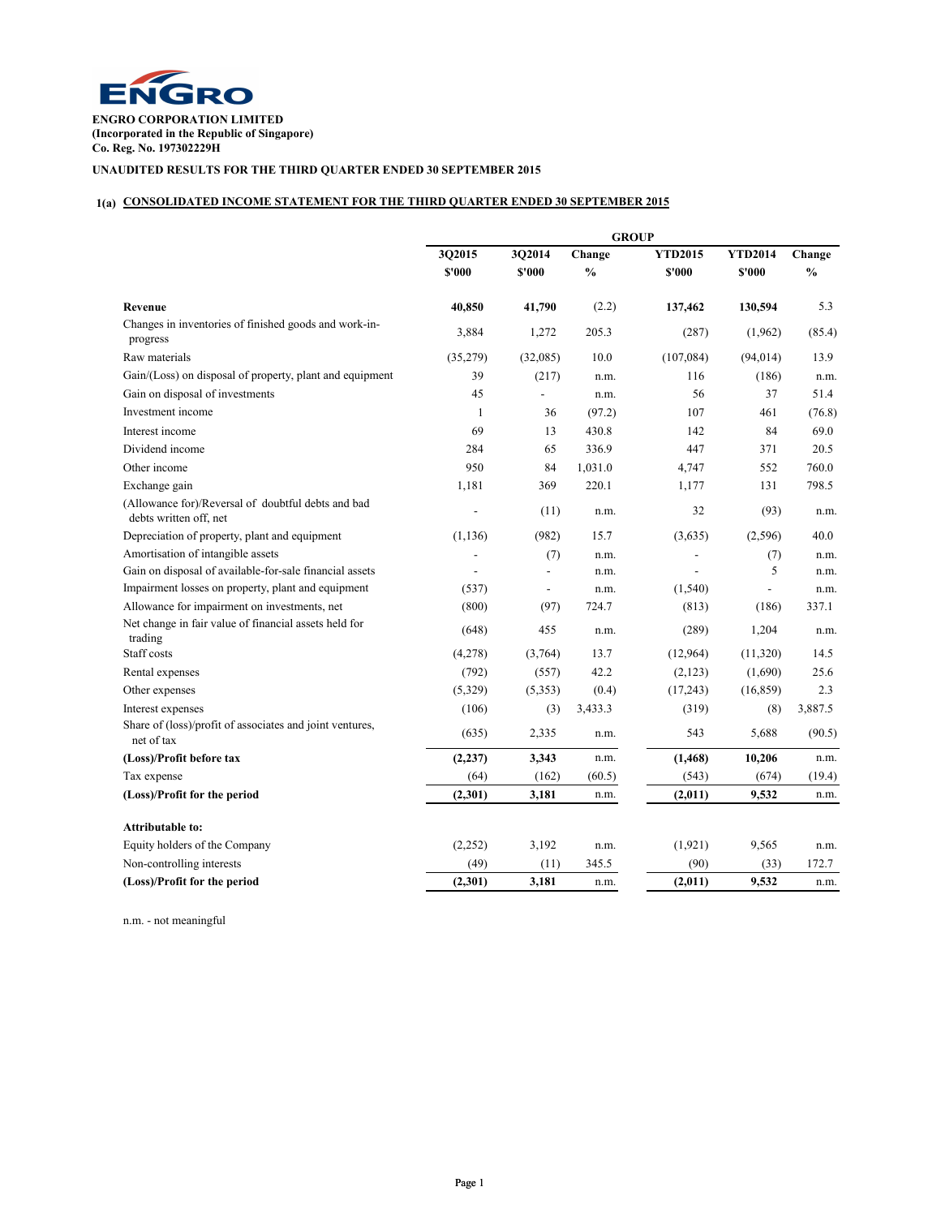**ENGRO CORPORATION LIMITED**
**(Incorporated in the Republic of Singapore)**
**Co. Reg. No. 197302229H**

**UNAUDITED RESULTS FOR THE THIRD QUARTER ENDED 30 SEPTEMBER 2015**

## 1(a) CONSOLIDATED INCOME STATEMENT FOR THE THIRD QUARTER ENDED 30 SEPTEMBER 2015

| | GROUP | | | | | |
|---|---|---|---|---|---|---|
| | **3Q2015** | **3Q2014** | **Change** | **YTD2015** | **YTD2014** | **Change** |
| | **$'000** | **$'000** | **%** | **$'000** | **$'000** | **%** |
| **Revenue** | **40,850** | **41,790** | (2.2) | **137,462** | **130,594** | 5.3 |
| Changes in inventories of finished goods and work-in-progress | 3,884 | 1,272 | 205.3 | (287) | (1,962) | (85.4) |
| Raw materials | (35,279) | (32,085) | 10.0 | (107,084) | (94,014) | 13.9 |
| Gain/(Loss) on disposal of property, plant and equipment | 39 | (217) | n.m. | 116 | (186) | n.m. |
| Gain on disposal of investments | 45 | - | n.m. | 56 | 37 | 51.4 |
| Investment income | 1 | 36 | (97.2) | 107 | 461 | (76.8) |
| Interest income | 69 | 13 | 430.8 | 142 | 84 | 69.0 |
| Dividend income | 284 | 65 | 336.9 | 447 | 371 | 20.5 |
| Other income | 950 | 84 | 1,031.0 | 4,747 | 552 | 760.0 |
| Exchange gain | 1,181 | 369 | 220.1 | 1,177 | 131 | 798.5 |
| (Allowance for)/Reversal of doubtful debts and bad debts written off, net | - | (11) | n.m. | 32 | (93) | n.m. |
| Depreciation of property, plant and equipment | (1,136) | (982) | 15.7 | (3,635) | (2,596) | 40.0 |
| Amortisation of intangible assets | - | (7) | n.m. | - | (7) | n.m. |
| Gain on disposal of available-for-sale financial assets | - | - | n.m. | - | 5 | n.m. |
| Impairment losses on property, plant and equipment | (537) | - | n.m. | (1,540) | - | n.m. |
| Allowance for impairment on investments, net | (800) | (97) | 724.7 | (813) | (186) | 337.1 |
| Net change in fair value of financial assets held for trading | (648) | 455 | n.m. | (289) | 1,204 | n.m. |
| Staff costs | (4,278) | (3,764) | 13.7 | (12,964) | (11,320) | 14.5 |
| Rental expenses | (792) | (557) | 42.2 | (2,123) | (1,690) | 25.6 |
| Other expenses | (5,329) | (5,353) | (0.4) | (17,243) | (16,859) | 2.3 |
| Interest expenses | (106) | (3) | 3,433.3 | (319) | (8) | 3,887.5 |
| Share of (loss)/profit of associates and joint ventures, net of tax | (635) | 2,335 | n.m. | 543 | 5,688 | (90.5) |
| **(Loss)/Profit before tax** | **(2,237)** | **3,343** | n.m. | **(1,468)** | **10,206** | n.m. |
| Tax expense | (64) | (162) | (60.5) | (543) | (674) | (19.4) |
| **(Loss)/Profit for the period** | **(2,301)** | **3,181** | n.m. | **(2,011)** | **9,532** | n.m. |
| | | | | | | |
| **Attributable to:** | | | | | | |
| Equity holders of the Company | (2,252) | 3,192 | n.m. | (1,921) | 9,565 | n.m. |
| Non-controlling interests | (49) | (11) | 345.5 | (90) | (33) | 172.7 |
| **(Loss)/Profit for the period** | **(2,301)** | **3,181** | n.m. | **(2,011)** | **9,532** | n.m. |

n.m. - not meaningful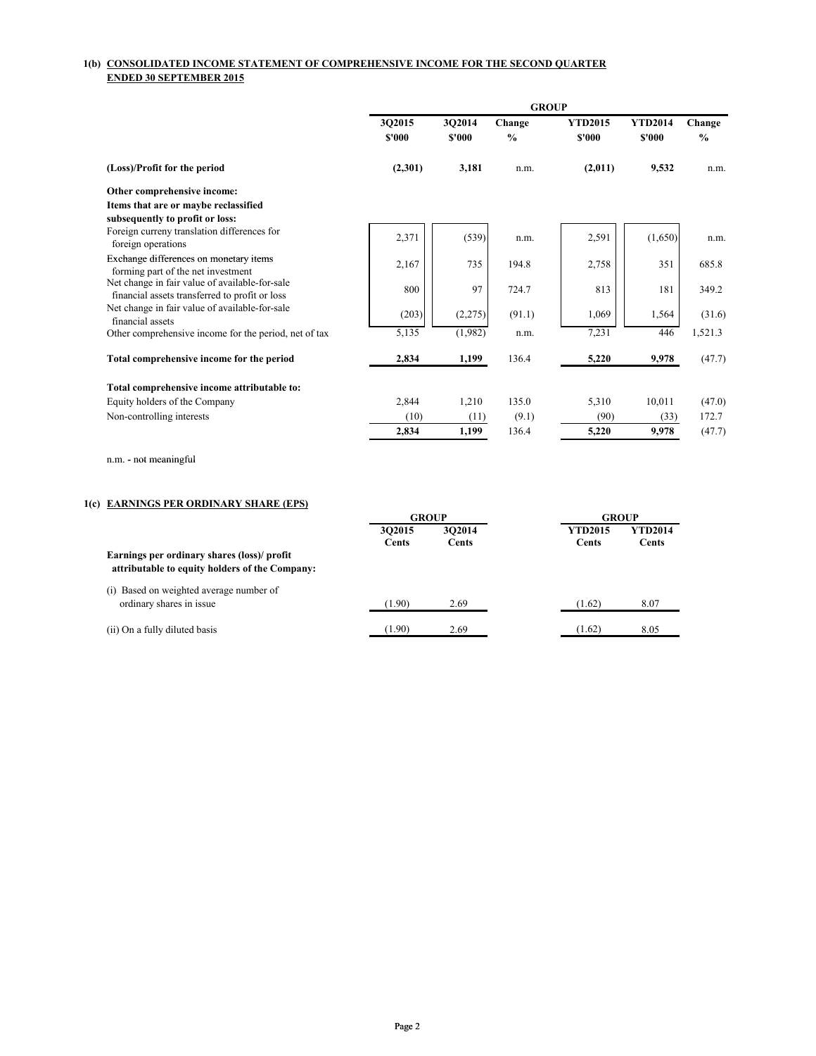# 1(b) CONSOLIDATED INCOME STATEMENT OF COMPREHENSIVE INCOME FOR THE SECOND QUARTER ENDED 30 SEPTEMBER 2015

| | GROUP | | | | | |
|---|---|---|---|---|---|---|
| | 3Q2015<br>$'000 | 3Q2014<br>$'000 | Change<br>% | YTD2015<br>$'000 | YTD2014<br>$'000 | Change<br>% |
| **(Loss)/Profit for the period** | **(2,301)** | **3,181** | n.m. | **(2,011)** | **9,532** | n.m. |
| **Other comprehensive income:** | | | | | | |
| **Items that are or maybe reclassified subsequently to profit or loss:** | | | | | | |
| Foreign curreny translation differences for foreign operations | 2,371 | (539) | n.m. | 2,591 | (1,650) | n.m. |
| Exchange differences on monetary items forming part of the net investment | 2,167 | 735 | 194.8 | 2,758 | 351 | 685.8 |
| Net change in fair value of available-for-sale financial assets transferred to profit or loss | 800 | 97 | 724.7 | 813 | 181 | 349.2 |
| Net change in fair value of available-for-sale financial assets | (203) | (2,275) | (91.1) | 1,069 | 1,564 | (31.6) |
| Other comprehensive income for the period, net of tax | 5,135 | (1,982) | n.m. | 7,231 | 446 | 1,521.3 |
| **Total comprehensive income for the period** | **2,834** | **1,199** | 136.4 | **5,220** | **9,978** | (47.7) |
| **Total comprehensive income attributable to:** | | | | | | |
| Equity holders of the Company | 2,844 | 1,210 | 135.0 | 5,310 | 10,011 | (47.0) |
| Non-controlling interests | (10) | (11) | (9.1) | (90) | (33) | 172.7 |
| | **2,834** | **1,199** | 136.4 | **5,220** | **9,978** | (47.7) |

n.m. - not meaningful

# 1(c) EARNINGS PER ORDINARY SHARE (EPS)

| | GROUP | | GROUP | |
|---|---|---|---|---|
| | 3Q2015<br>Cents | 3Q2014<br>Cents | YTD2015<br>Cents | YTD2014<br>Cents |
| **Earnings per ordinary shares (loss)/ profit attributable to equity holders of the Company:** | | | | |
| (i) Based on weighted average number of ordinary shares in issue | (1.90) | 2.69 | (1.62) | 8.07 |
| (ii) On a fully diluted basis | (1.90) | 2.69 | (1.62) | 8.05 |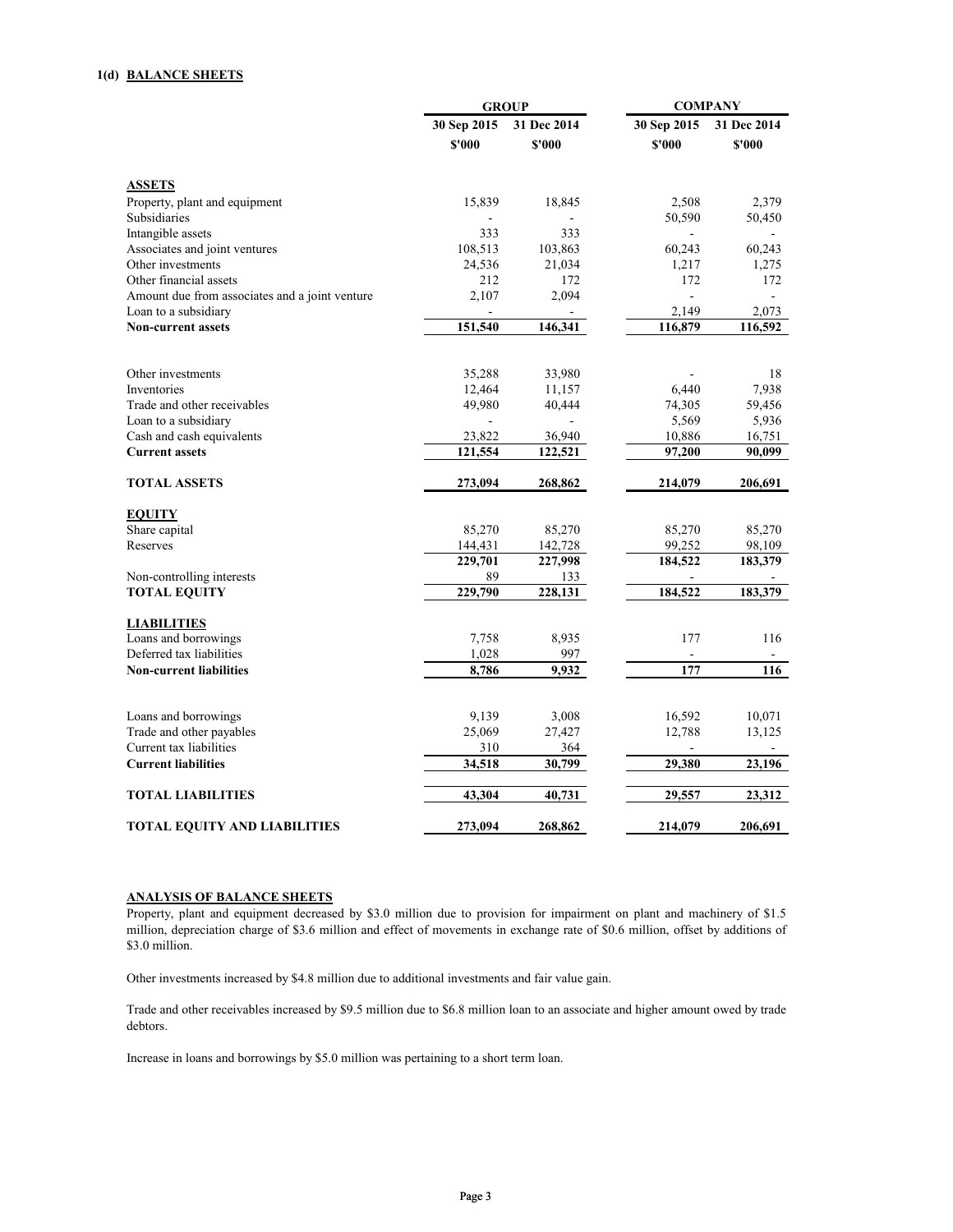## 1(d) BALANCE SHEETS

| | GROUP | | COMPANY | |
|---|---|---|---|---|
| | 30 Sep 2015 | 31 Dec 2014 | 30 Sep 2015 | 31 Dec 2014 |
| | $'000 | $'000 | $'000 | $'000 |
| **ASSETS** | | | | |
| Property, plant and equipment | 15,839 | 18,845 | 2,508 | 2,379 |
| Subsidiaries | - | - | 50,590 | 50,450 |
| Intangible assets | 333 | 333 | - | - |
| Associates and joint ventures | 108,513 | 103,863 | 60,243 | 60,243 |
| Other investments | 24,536 | 21,034 | 1,217 | 1,275 |
| Other financial assets | 212 | 172 | 172 | 172 |
| Amount due from associates and a joint venture | 2,107 | 2,094 | - | - |
| Loan to a subsidiary | - | - | 2,149 | 2,073 |
| **Non-current assets** | **151,540** | **146,341** | **116,879** | **116,592** |
| | | | | |
| Other investments | 35,288 | 33,980 | - | 18 |
| Inventories | 12,464 | 11,157 | 6,440 | 7,938 |
| Trade and other receivables | 49,980 | 40,444 | 74,305 | 59,456 |
| Loan to a subsidiary | - | - | 5,569 | 5,936 |
| Cash and cash equivalents | 23,822 | 36,940 | 10,886 | 16,751 |
| **Current assets** | **121,554** | **122,521** | **97,200** | **90,099** |
| | | | | |
| **TOTAL ASSETS** | **273,094** | **268,862** | **214,079** | **206,691** |
| | | | | |
| **EQUITY** | | | | |
| Share capital | 85,270 | 85,270 | 85,270 | 85,270 |
| Reserves | 144,431 | 142,728 | 99,252 | 98,109 |
| | **229,701** | **227,998** | **184,522** | **183,379** |
| Non-controlling interests | 89 | 133 | - | - |
| **TOTAL EQUITY** | **229,790** | **228,131** | **184,522** | **183,379** |
| | | | | |
| **LIABILITIES** | | | | |
| Loans and borrowings | 7,758 | 8,935 | 177 | 116 |
| Deferred tax liabilities | 1,028 | 997 | - | - |
| **Non-current liabilities** | **8,786** | **9,932** | **177** | **116** |
| | | | | |
| Loans and borrowings | 9,139 | 3,008 | 16,592 | 10,071 |
| Trade and other payables | 25,069 | 27,427 | 12,788 | 13,125 |
| Current tax liabilities | 310 | 364 | - | - |
| **Current liabilities** | **34,518** | **30,799** | **29,380** | **23,196** |
| | | | | |
| **TOTAL LIABILITIES** | **43,304** | **40,731** | **29,557** | **23,312** |
| | | | | |
| **TOTAL EQUITY AND LIABILITIES** | **273,094** | **268,862** | **214,079** | **206,691** |

### ANALYSIS OF BALANCE SHEETS

Property, plant and equipment decreased by $3.0 million due to provision for impairment on plant and machinery of $1.5 million, depreciation charge of $3.6 million and effect of movements in exchange rate of $0.6 million, offset by additions of $3.0 million.

Other investments increased by $4.8 million due to additional investments and fair value gain.

Trade and other receivables increased by $9.5 million due to $6.8 million loan to an associate and higher amount owed by trade debtors.

Increase in loans and borrowings by $5.0 million was pertaining to a short term loan.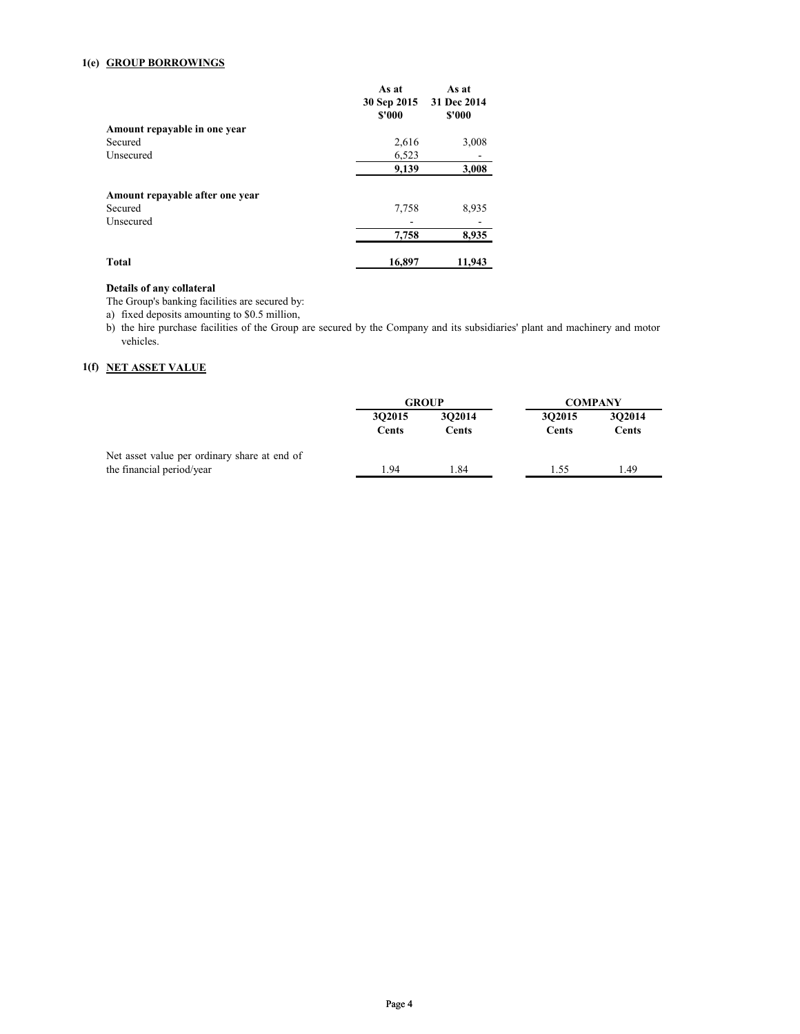## 1(e) GROUP BORROWINGS

| | As at 30 Sep 2015 $'000 | As at 31 Dec 2014 $'000 |
|---|---|---|
| **Amount repayable in one year** | | |
| Secured | 2,616 | 3,008 |
| Unsecured | 6,523 | - |
| | **9,139** | **3,008** |
| **Amount repayable after one year** | | |
| Secured | 7,758 | 8,935 |
| Unsecured | - | - |
| | **7,758** | **8,935** |
| **Total** | **16,897** | **11,943** |

**Details of any collateral**

The Group's banking facilities are secured by:

a) fixed deposits amounting to $0.5 million,

b) the hire purchase facilities of the Group are secured by the Company and its subsidiaries' plant and machinery and motor vehicles.

## 1(f) NET ASSET VALUE

| | GROUP | | COMPANY | |
|---|---|---|---|---|
| | 3Q2015 Cents | 3Q2014 Cents | 3Q2015 Cents | 3Q2014 Cents |
| Net asset value per ordinary share at end of the financial period/year | 1.94 | 1.84 | 1.55 | 1.49 |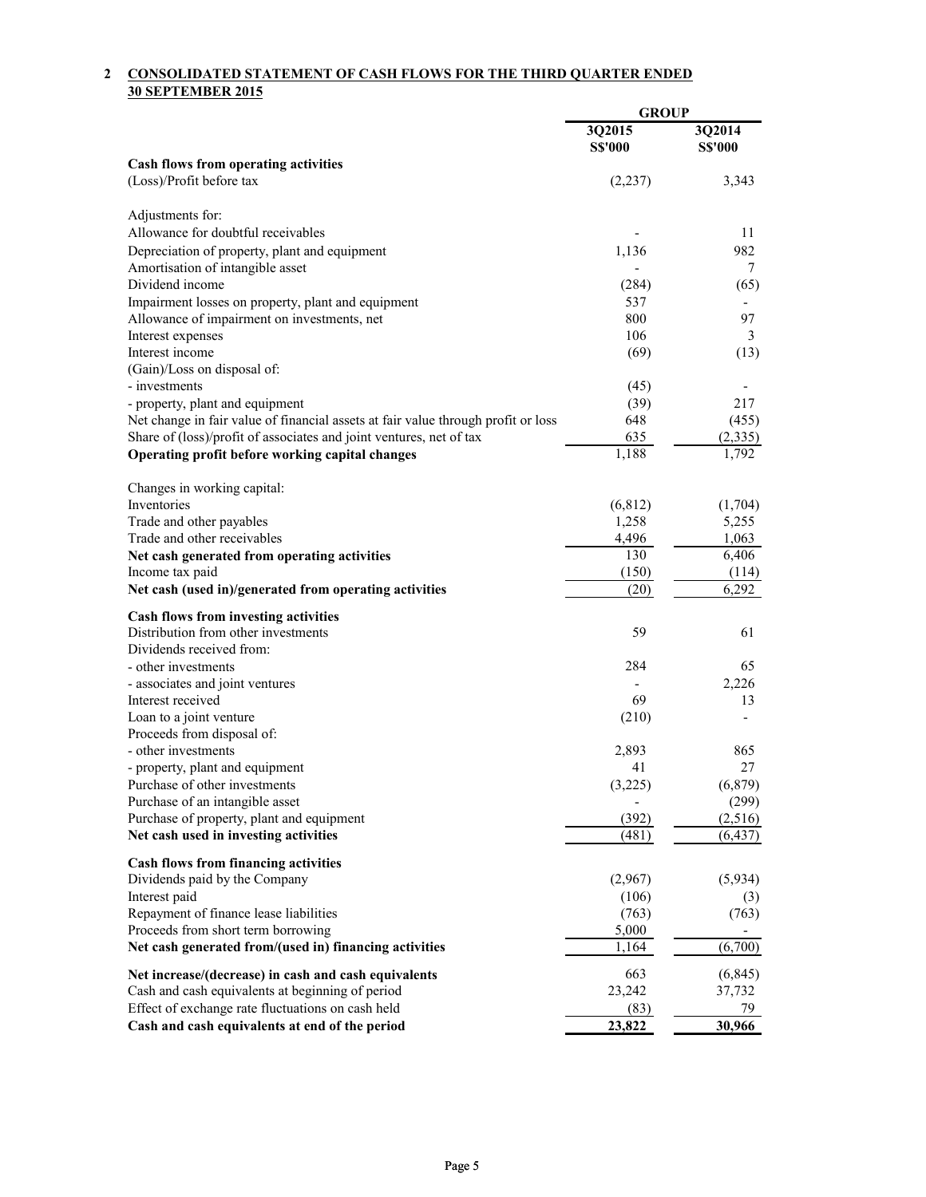## 2 CONSOLIDATED STATEMENT OF CASH FLOWS FOR THE THIRD QUARTER ENDED 30 SEPTEMBER 2015

| | GROUP | |
|---|---|---|
| | 3Q2015<br>S$'000 | 3Q2014<br>S$'000 |
| **Cash flows from operating activities** | | |
| (Loss)/Profit before tax | (2,237) | 3,343 |
| | | |
| Adjustments for: | | |
| Allowance for doubtful receivables | - | 11 |
| Depreciation of property, plant and equipment | 1,136 | 982 |
| Amortisation of intangible asset | - | 7 |
| Dividend income | (284) | (65) |
| Impairment losses on property, plant and equipment | 537 | - |
| Allowance of impairment on investments, net | 800 | 97 |
| Interest expenses | 106 | 3 |
| Interest income | (69) | (13) |
| (Gain)/Loss on disposal of: | | |
| - investments | (45) | - |
| - property, plant and equipment | (39) | 217 |
| Net change in fair value of financial assets at fair value through profit or loss | 648 | (455) |
| Share of (loss)/profit of associates and joint ventures, net of tax | 635 | (2,335) |
| **Operating profit before working capital changes** | 1,188 | 1,792 |
| | | |
| Changes in working capital: | | |
| Inventories | (6,812) | (1,704) |
| Trade and other payables | 1,258 | 5,255 |
| Trade and other receivables | 4,496 | 1,063 |
| **Net cash generated from operating activities** | 130 | 6,406 |
| Income tax paid | (150) | (114) |
| **Net cash (used in)/generated from operating activities** | (20) | 6,292 |
| | | |
| **Cash flows from investing activities** | | |
| Distribution from other investments | 59 | 61 |
| Dividends received from: | | |
| - other investments | 284 | 65 |
| - associates and joint ventures | - | 2,226 |
| Interest received | 69 | 13 |
| Loan to a joint venture | (210) | - |
| Proceeds from disposal of: | | |
| - other investments | 2,893 | 865 |
| - property, plant and equipment | 41 | 27 |
| Purchase of other investments | (3,225) | (6,879) |
| Purchase of an intangible asset | - | (299) |
| Purchase of property, plant and equipment | (392) | (2,516) |
| **Net cash used in investing activities** | (481) | (6,437) |
| | | |
| **Cash flows from financing activities** | | |
| Dividends paid by the Company | (2,967) | (5,934) |
| Interest paid | (106) | (3) |
| Repayment of finance lease liabilities | (763) | (763) |
| Proceeds from short term borrowing | 5,000 | - |
| **Net cash generated from/(used in) financing activities** | 1,164 | (6,700) |
| | | |
| **Net increase/(decrease) in cash and cash equivalents** | 663 | (6,845) |
| Cash and cash equivalents at beginning of period | 23,242 | 37,732 |
| Effect of exchange rate fluctuations on cash held | (83) | 79 |
| **Cash and cash equivalents at end of the period** | 23,822 | 30,966 |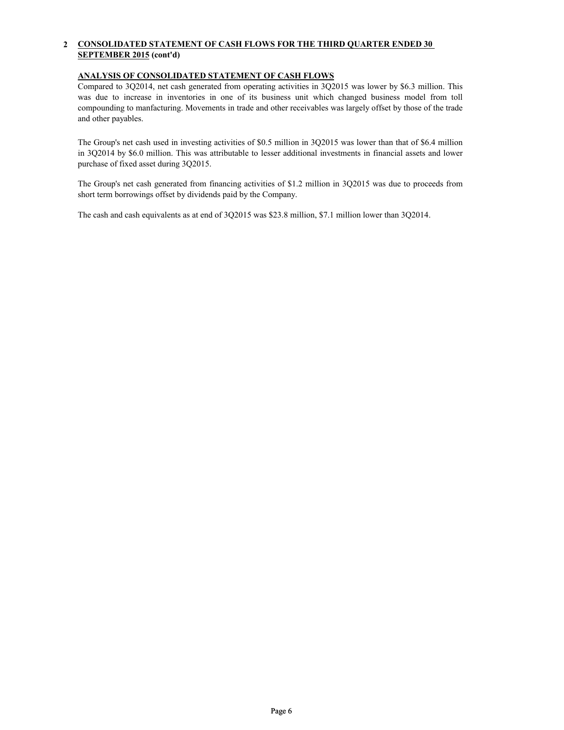## 2 CONSOLIDATED STATEMENT OF CASH FLOWS FOR THE THIRD QUARTER ENDED 30 SEPTEMBER 2015 (cont'd)

### ANALYSIS OF CONSOLIDATED STATEMENT OF CASH FLOWS

Compared to 3Q2014, net cash generated from operating activities in 3Q2015 was lower by $6.3 million. This was due to increase in inventories in one of its business unit which changed business model from toll compounding to manfacturing. Movements in trade and other receivables was largely offset by those of the trade and other payables.

The Group's net cash used in investing activities of $0.5 million in 3Q2015 was lower than that of $6.4 million in 3Q2014 by $6.0 million. This was attributable to lesser additional investments in financial assets and lower purchase of fixed asset during 3Q2015.

The Group's net cash generated from financing activities of $1.2 million in 3Q2015 was due to proceeds from short term borrowings offset by dividends paid by the Company.

The cash and cash equivalents as at end of 3Q2015 was $23.8 million, $7.1 million lower than 3Q2014.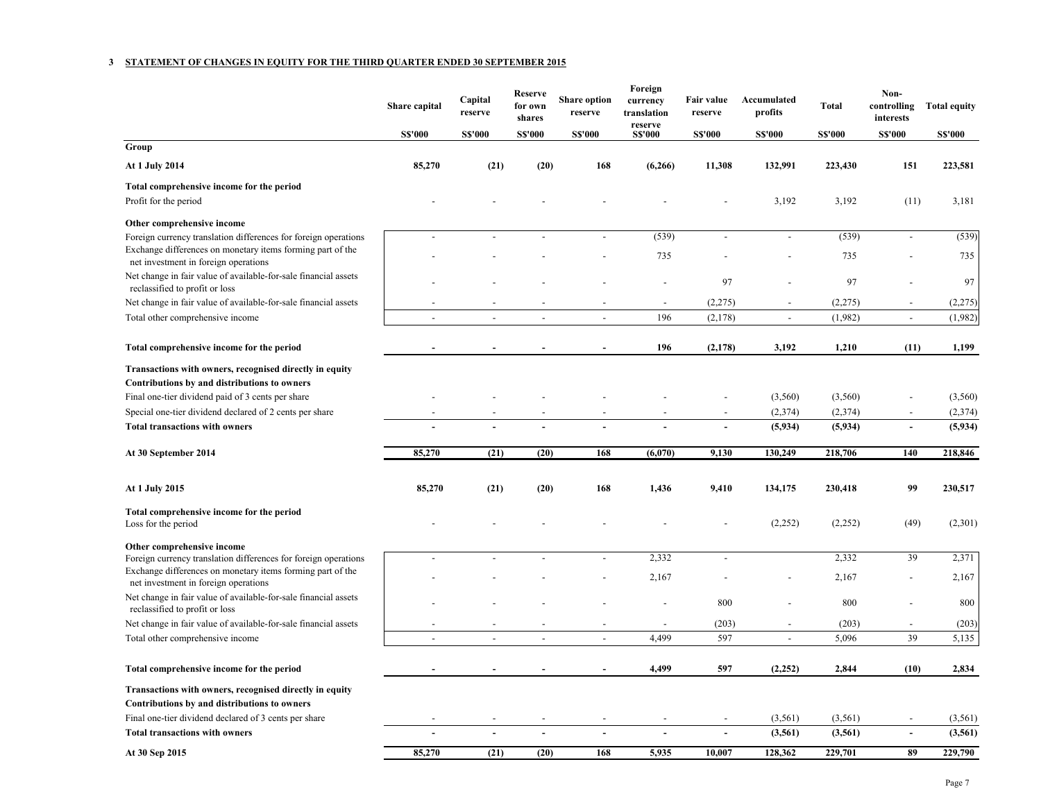### 3 STATEMENT OF CHANGES IN EQUITY FOR THE THIRD QUARTER ENDED 30 SEPTEMBER 2015

| | Share capital | Capital reserve | Reserve for own shares | Share option reserve | Foreign currency translation reserve | Fair value reserve | Accumulated profits | Total | Non-controlling interests | Total equity |
|---|---|---|---|---|---|---|---|---|---|---|
| | S$'000 | S$'000 | S$'000 | S$'000 | S$'000 | S$'000 | S$'000 | S$'000 | S$'000 | S$'000 |
| **Group** | | | | | | | | | | |
| **At 1 July 2014** | **85,270** | **(21)** | **(20)** | **168** | **(6,266)** | **11,308** | **132,991** | **223,430** | **151** | **223,581** |
| **Total comprehensive income for the period** | | | | | | | | | | |
| Profit for the period | - | - | - | - | - | - | 3,192 | 3,192 | (11) | 3,181 |
| **Other comprehensive income** | | | | | | | | | | |
| Foreign currency translation differences for foreign operations | - | - | - | - | (539) | - | - | (539) | - | (539) |
| Exchange differences on monetary items forming part of the net investment in foreign operations | - | - | - | - | 735 | - | - | 735 | - | 735 |
| Net change in fair value of available-for-sale financial assets reclassified to profit or loss | - | - | - | - | - | 97 | - | 97 | - | 97 |
| Net change in fair value of available-for-sale financial assets | - | - | - | - | - | (2,275) | - | (2,275) | - | (2,275) |
| Total other comprehensive income | - | - | - | - | 196 | (2,178) | - | (1,982) | - | (1,982) |
| **Total comprehensive income for the period** | **-** | **-** | **-** | **-** | **196** | **(2,178)** | **3,192** | **1,210** | **(11)** | **1,199** |
| **Transactions with owners, recognised directly in equity** | | | | | | | | | | |
| **Contributions by and distributions to owners** | | | | | | | | | | |
| Final one-tier dividend paid of 3 cents per share | - | - | - | - | - | - | (3,560) | (3,560) | - | (3,560) |
| Special one-tier dividend declared of 2 cents per share | - | - | - | - | - | - | (2,374) | (2,374) | - | (2,374) |
| **Total transactions with owners** | **-** | **-** | **-** | **-** | **-** | **-** | **(5,934)** | **(5,934)** | **-** | **(5,934)** |
| **At 30 September 2014** | **85,270** | **(21)** | **(20)** | **168** | **(6,070)** | **9,130** | **130,249** | **218,706** | **140** | **218,846** |
| **At 1 July 2015** | **85,270** | **(21)** | **(20)** | **168** | **1,436** | **9,410** | **134,175** | **230,418** | **99** | **230,517** |
| **Total comprehensive income for the period** | | | | | | | | | | |
| Loss for the period | - | - | - | - | - | - | (2,252) | (2,252) | (49) | (2,301) |
| **Other comprehensive income** | | | | | | | | | | |
| Foreign currency translation differences for foreign operations | - | - | - | - | 2,332 | - | | 2,332 | 39 | 2,371 |
| Exchange differences on monetary items forming part of the net investment in foreign operations | - | - | - | - | 2,167 | - | - | 2,167 | - | 2,167 |
| Net change in fair value of available-for-sale financial assets reclassified to profit or loss | - | - | - | - | - | 800 | - | 800 | - | 800 |
| Net change in fair value of available-for-sale financial assets | - | - | - | - | - | (203) | - | (203) | - | (203) |
| Total other comprehensive income | - | - | - | - | 4,499 | 597 | - | 5,096 | 39 | 5,135 |
| **Total comprehensive income for the period** | **-** | **-** | **-** | **-** | **4,499** | **597** | **(2,252)** | **2,844** | **(10)** | **2,834** |
| **Transactions with owners, recognised directly in equity** | | | | | | | | | | |
| **Contributions by and distributions to owners** | | | | | | | | | | |
| Final one-tier dividend declared of 3 cents per share | - | - | - | - | - | - | (3,561) | (3,561) | - | (3,561) |
| **Total transactions with owners** | **-** | **-** | **-** | **-** | **-** | **-** | **(3,561)** | **(3,561)** | **-** | **(3,561)** |
| **At 30 Sep 2015** | **85,270** | **(21)** | **(20)** | **168** | **5,935** | **10,007** | **128,362** | **229,701** | **89** | **229,790** |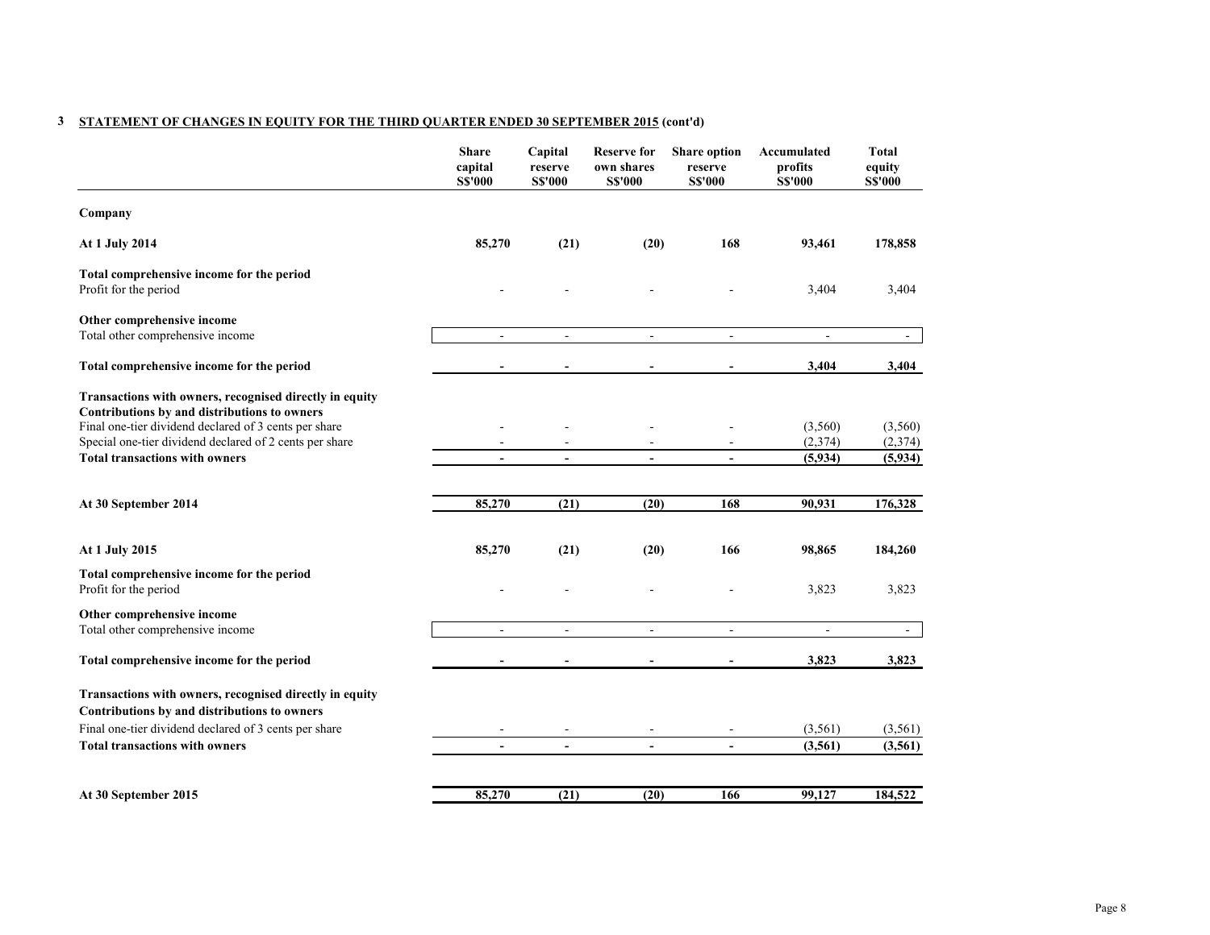## 3 STATEMENT OF CHANGES IN EQUITY FOR THE THIRD QUARTER ENDED 30 SEPTEMBER 2015 (cont'd)

| | Share capital S$'000 | Capital reserve S$'000 | Reserve for own shares S$'000 | Share option reserve S$'000 | Accumulated profits S$'000 | Total equity S$'000 |
|---|---|---|---|---|---|---|
| **Company** | | | | | | |
| **At 1 July 2014** | **85,270** | **(21)** | **(20)** | **168** | **93,461** | **178,858** |
| **Total comprehensive income for the period** | | | | | | |
| Profit for the period | - | - | - | - | 3,404 | 3,404 |
| **Other comprehensive income** | | | | | | |
| Total other comprehensive income | - | - | - | - | - | - |
| **Total comprehensive income for the period** | **-** | **-** | **-** | **-** | **3,404** | **3,404** |
| **Transactions with owners, recognised directly in equity** | | | | | | |
| **Contributions by and distributions to owners** | | | | | | |
| Final one-tier dividend declared of 3 cents per share | - | - | - | - | (3,560) | (3,560) |
| Special one-tier dividend declared of 2 cents per share | - | - | - | - | (2,374) | (2,374) |
| **Total transactions with owners** | **-** | **-** | **-** | **-** | **(5,934)** | **(5,934)** |
| **At 30 September 2014** | **85,270** | **(21)** | **(20)** | **168** | **90,931** | **176,328** |
| **At 1 July 2015** | **85,270** | **(21)** | **(20)** | **166** | **98,865** | **184,260** |
| **Total comprehensive income for the period** | | | | | | |
| Profit for the period | - | - | - | - | 3,823 | 3,823 |
| **Other comprehensive income** | | | | | | |
| Total other comprehensive income | - | - | - | - | - | - |
| **Total comprehensive income for the period** | **-** | **-** | **-** | **-** | **3,823** | **3,823** |
| **Transactions with owners, recognised directly in equity** | | | | | | |
| **Contributions by and distributions to owners** | | | | | | |
| Final one-tier dividend declared of 3 cents per share | - | - | - | - | (3,561) | (3,561) |
| **Total transactions with owners** | **-** | **-** | **-** | **-** | **(3,561)** | **(3,561)** |
| **At 30 September 2015** | **85,270** | **(21)** | **(20)** | **166** | **99,127** | **184,522** |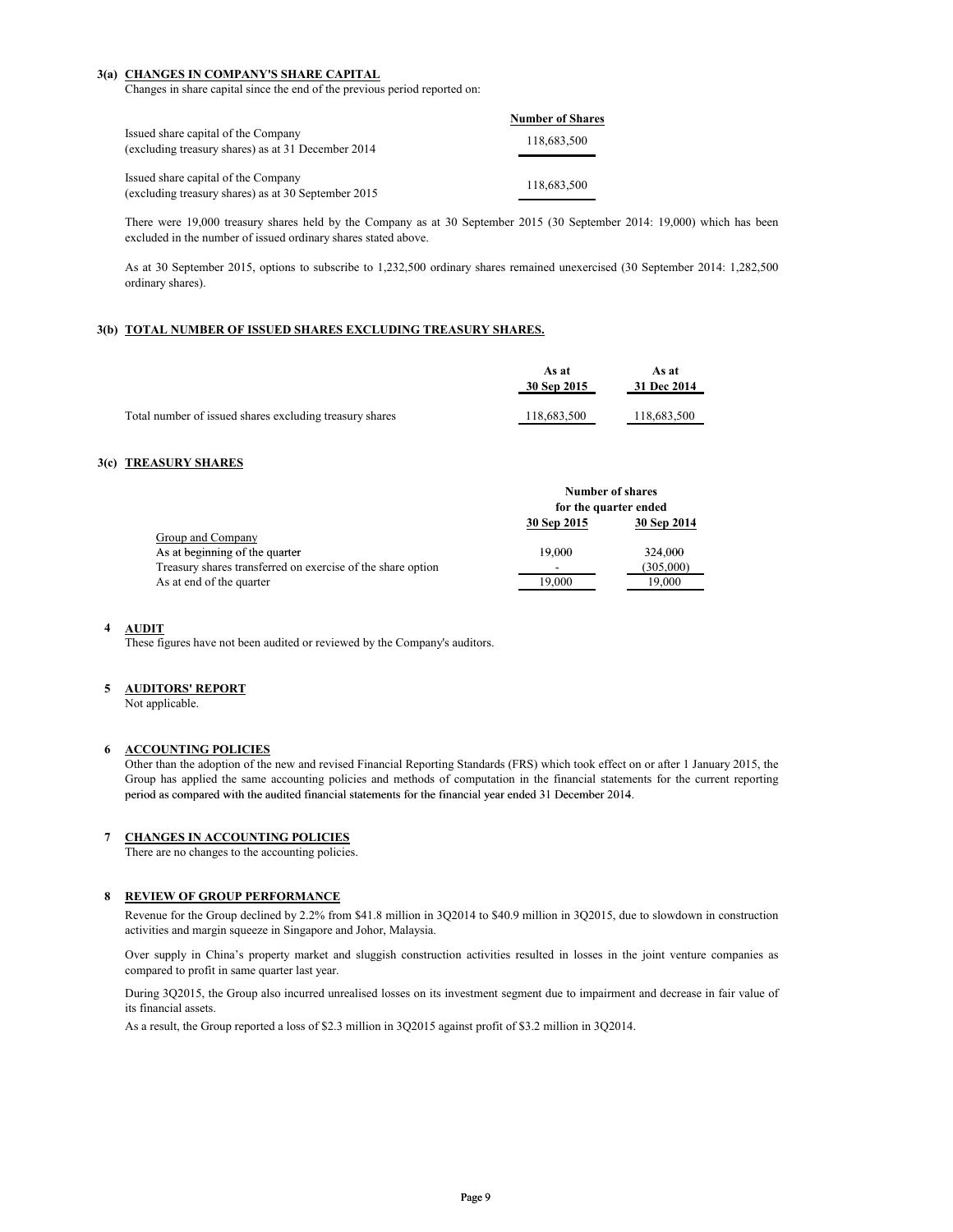### 3(a) CHANGES IN COMPANY'S SHARE CAPITAL

Changes in share capital since the end of the previous period reported on:

| | Number of Shares |
|---|---|
| Issued share capital of the Company (excluding treasury shares) as at 31 December 2014 | 118,683,500 |
| Issued share capital of the Company (excluding treasury shares) as at 30 September 2015 | 118,683,500 |

There were 19,000 treasury shares held by the Company as at 30 September 2015 (30 September 2014: 19,000) which has been excluded in the number of issued ordinary shares stated above.

As at 30 September 2015, options to subscribe to 1,232,500 ordinary shares remained unexercised (30 September 2014: 1,282,500 ordinary shares).

### 3(b) TOTAL NUMBER OF ISSUED SHARES EXCLUDING TREASURY SHARES.

| | As at 30 Sep 2015 | As at 31 Dec 2014 |
|---|---|---|
| Total number of issued shares excluding treasury shares | 118,683,500 | 118,683,500 |

### 3(c) TREASURY SHARES

| | Number of shares for the quarter ended | |
|---|---|---|
| | 30 Sep 2015 | 30 Sep 2014 |
| Group and Company | | |
| As at beginning of the quarter | 19,000 | 324,000 |
| Treasury shares transferred on exercise of the share option | - | (305,000) |
| As at end of the quarter | 19,000 | 19,000 |

### 4 AUDIT

These figures have not been audited or reviewed by the Company's auditors.

### 5 AUDITORS' REPORT

Not applicable.

### 6 ACCOUNTING POLICIES

Other than the adoption of the new and revised Financial Reporting Standards (FRS) which took effect on or after 1 January 2015, the Group has applied the same accounting policies and methods of computation in the financial statements for the current reporting period as compared with the audited financial statements for the financial year ended 31 December 2014.

### 7 CHANGES IN ACCOUNTING POLICIES

There are no changes to the accounting policies.

### 8 REVIEW OF GROUP PERFORMANCE

Revenue for the Group declined by 2.2% from $41.8 million in 3Q2014 to $40.9 million in 3Q2015, due to slowdown in construction activities and margin squeeze in Singapore and Johor, Malaysia.

Over supply in China's property market and sluggish construction activities resulted in losses in the joint venture companies as compared to profit in same quarter last year.

During 3Q2015, the Group also incurred unrealised losses on its investment segment due to impairment and decrease in fair value of its financial assets.

As a result, the Group reported a loss of $2.3 million in 3Q2015 against profit of $3.2 million in 3Q2014.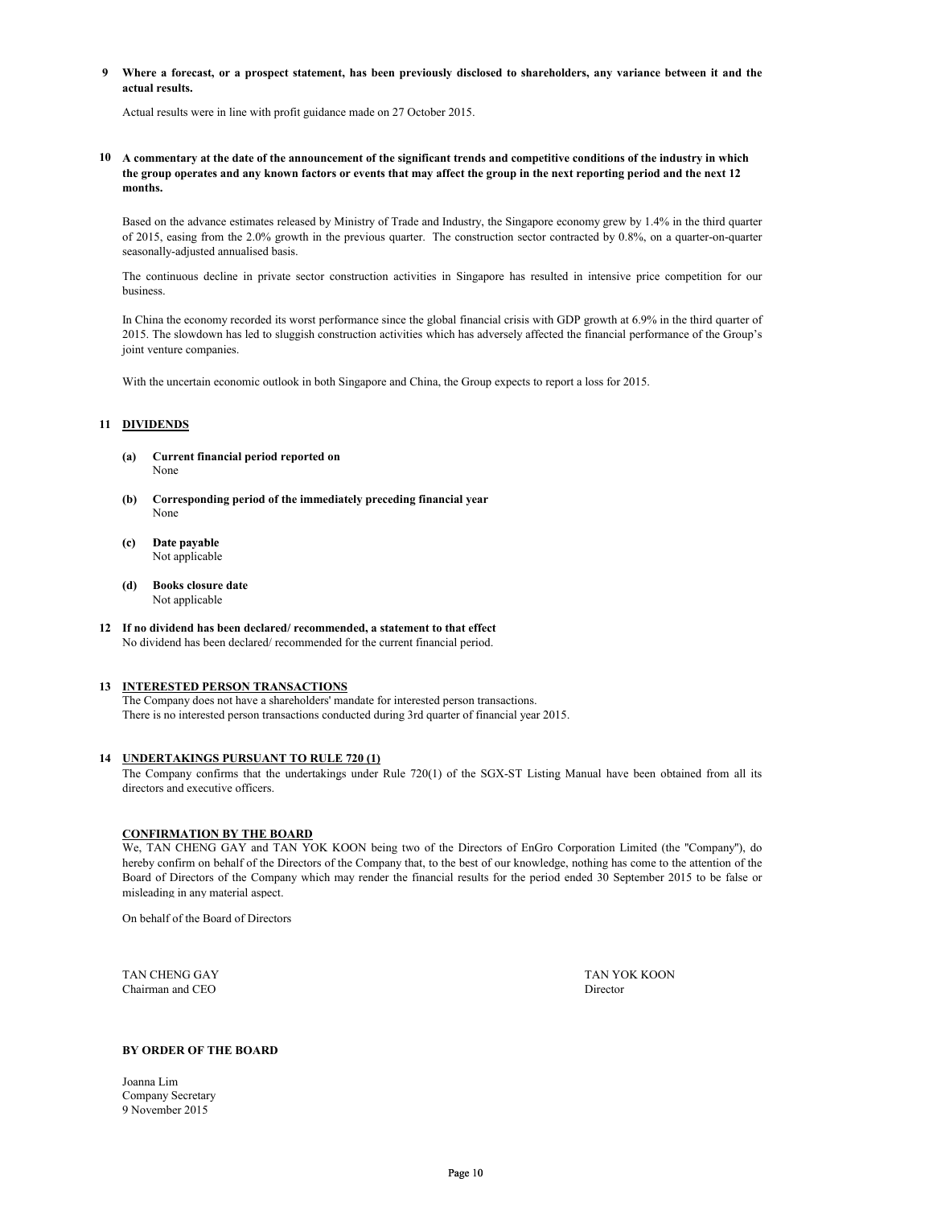**9 Where a forecast, or a prospect statement, has been previously disclosed to shareholders, any variance between it and the actual results.**

Actual results were in line with profit guidance made on 27 October 2015.

**10 A commentary at the date of the announcement of the significant trends and competitive conditions of the industry in which the group operates and any known factors or events that may affect the group in the next reporting period and the next 12 months.**

Based on the advance estimates released by Ministry of Trade and Industry, the Singapore economy grew by 1.4% in the third quarter of 2015, easing from the 2.0% growth in the previous quarter. The construction sector contracted by 0.8%, on a quarter-on-quarter seasonally-adjusted annualised basis.

The continuous decline in private sector construction activities in Singapore has resulted in intensive price competition for our business.

In China the economy recorded its worst performance since the global financial crisis with GDP growth at 6.9% in the third quarter of 2015. The slowdown has led to sluggish construction activities which has adversely affected the financial performance of the Group's joint venture companies.

With the uncertain economic outlook in both Singapore and China, the Group expects to report a loss for 2015.

**11 DIVIDENDS**

**(a) Current financial period reported on**
None

**(b) Corresponding period of the immediately preceding financial year**
None

**(c) Date payable**
Not applicable

**(d) Books closure date**
Not applicable

**12 If no dividend has been declared/ recommended, a statement to that effect**
No dividend has been declared/ recommended for the current financial period.

**13 INTERESTED PERSON TRANSACTIONS**
The Company does not have a shareholders' mandate for interested person transactions.
There is no interested person transactions conducted during 3rd quarter of financial year 2015.

**14 UNDERTAKINGS PURSUANT TO RULE 720 (1)**
The Company confirms that the undertakings under Rule 720(1) of the SGX-ST Listing Manual have been obtained from all its directors and executive officers.

**CONFIRMATION BY THE BOARD**
We, TAN CHENG GAY and TAN YOK KOON being two of the Directors of EnGro Corporation Limited (the "Company"), do hereby confirm on behalf of the Directors of the Company that, to the best of our knowledge, nothing has come to the attention of the Board of Directors of the Company which may render the financial results for the period ended 30 September 2015 to be false or misleading in any material aspect.

On behalf of the Board of Directors

TAN CHENG GAY
Chairman and CEO

TAN YOK KOON
Director

**BY ORDER OF THE BOARD**

Joanna Lim
Company Secretary
9 November 2015